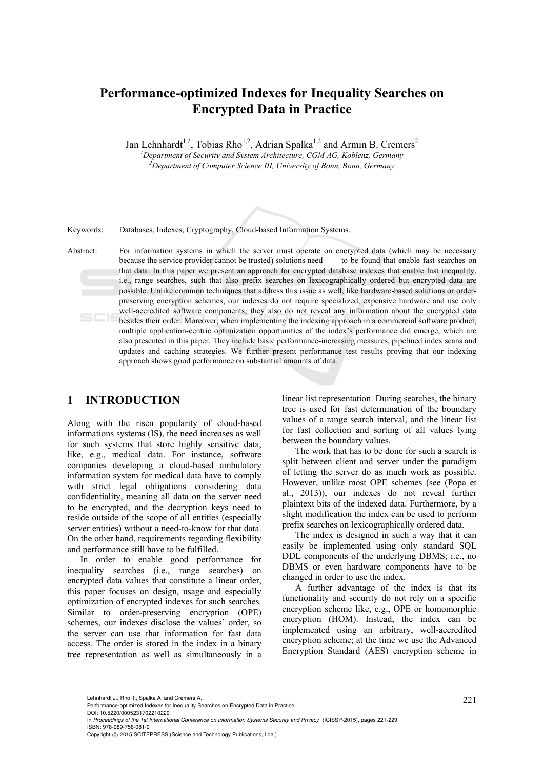# Performance-optimized Indexes for Inequality Searches on Encrypted Data in Practice

Jan Lehnhardt[1,2], Tobias Rho[1,2], Adrian Spalka[1,2] and Armin B. Cremers[2]

[1]*Department of Security and System Architecture, CGM AG, Koblenz, Germany*
[2]*Department of Computer Science III, University of Bonn, Bonn, Germany*

Keywords: Databases, Indexes, Cryptography, Cloud-based Information Systems.

Abstract: For information systems in which the server must operate on encrypted data (which may be necessary because the service provider cannot be trusted) solutions need to be found that enable fast searches on that data. In this paper we present an approach for encrypted database indexes that enable fast inequality, i.e., range searches, such that also prefix searches on lexicographically ordered but encrypted data are possible. Unlike common techniques that address this issue as well, like hardware-based solutions or order-preserving encryption schemes, our indexes do not require specialized, expensive hardware and use only well-accredited software components; they also do not reveal any information about the encrypted data besides their order. Moreover, when implementing the indexing approach in a commercial software product, multiple application-centric optimization opportunities of the index's performance did emerge, which are also presented in this paper. They include basic performance-increasing measures, pipelined index scans and updates and caching strategies. We further present performance test results proving that our indexing approach shows good performance on substantial amounts of data.

## 1 INTRODUCTION

Along with the risen popularity of cloud-based informations systems (IS), the need increases as well for such systems that store highly sensitive data, like, e.g., medical data. For instance, software companies developing a cloud-based ambulatory information system for medical data have to comply with strict legal obligations considering data confidentiality, meaning all data on the server need to be encrypted, and the decryption keys need to reside outside of the scope of all entities (especially server entities) without a need-to-know for that data. On the other hand, requirements regarding flexibility and performance still have to be fulfilled.

In order to enable good performance for inequality searches (i.e., range searches) on encrypted data values that constitute a linear order, this paper focuses on design, usage and especially optimization of encrypted indexes for such searches. Similar to order-preserving encryption (OPE) schemes, our indexes disclose the values' order, so the server can use that information for fast data access. The order is stored in the index in a binary tree representation as well as simultaneously in a linear list representation. During searches, the binary tree is used for fast determination of the boundary values of a range search interval, and the linear list for fast collection and sorting of all values lying between the boundary values.

The work that has to be done for such a search is split between client and server under the paradigm of letting the server do as much work as possible. However, unlike most OPE schemes (see (Popa et al., 2013)), our indexes do not reveal further plaintext bits of the indexed data. Furthermore, by a slight modification the index can be used to perform prefix searches on lexicographically ordered data.

The index is designed in such a way that it can easily be implemented using only standard SQL DDL components of the underlying DBMS; i.e., no DBMS or even hardware components have to be changed in order to use the index.

A further advantage of the index is that its functionality and security do not rely on a specific encryption scheme like, e.g., OPE or homomorphic encryption (HOM). Instead, the index can be implemented using an arbitrary, well-accredited encryption scheme; at the time we use the Advanced Encryption Standard (AES) encryption scheme in

Lehnhardt J., Rho T., Spalka A. and Cremers A..
Performance-optimized Indexes for Inequality Searches on Encrypted Data in Practice.
DOI: 10.5220/0005231702210229
In *Proceedings of the 1st International Conference on Information Systems Security and Privacy* (ICISSP-2015), pages 221-229
ISBN: 978-989-758-081-9
Copyright © 2015 SCITEPRESS (Science and Technology Publications, Lda.)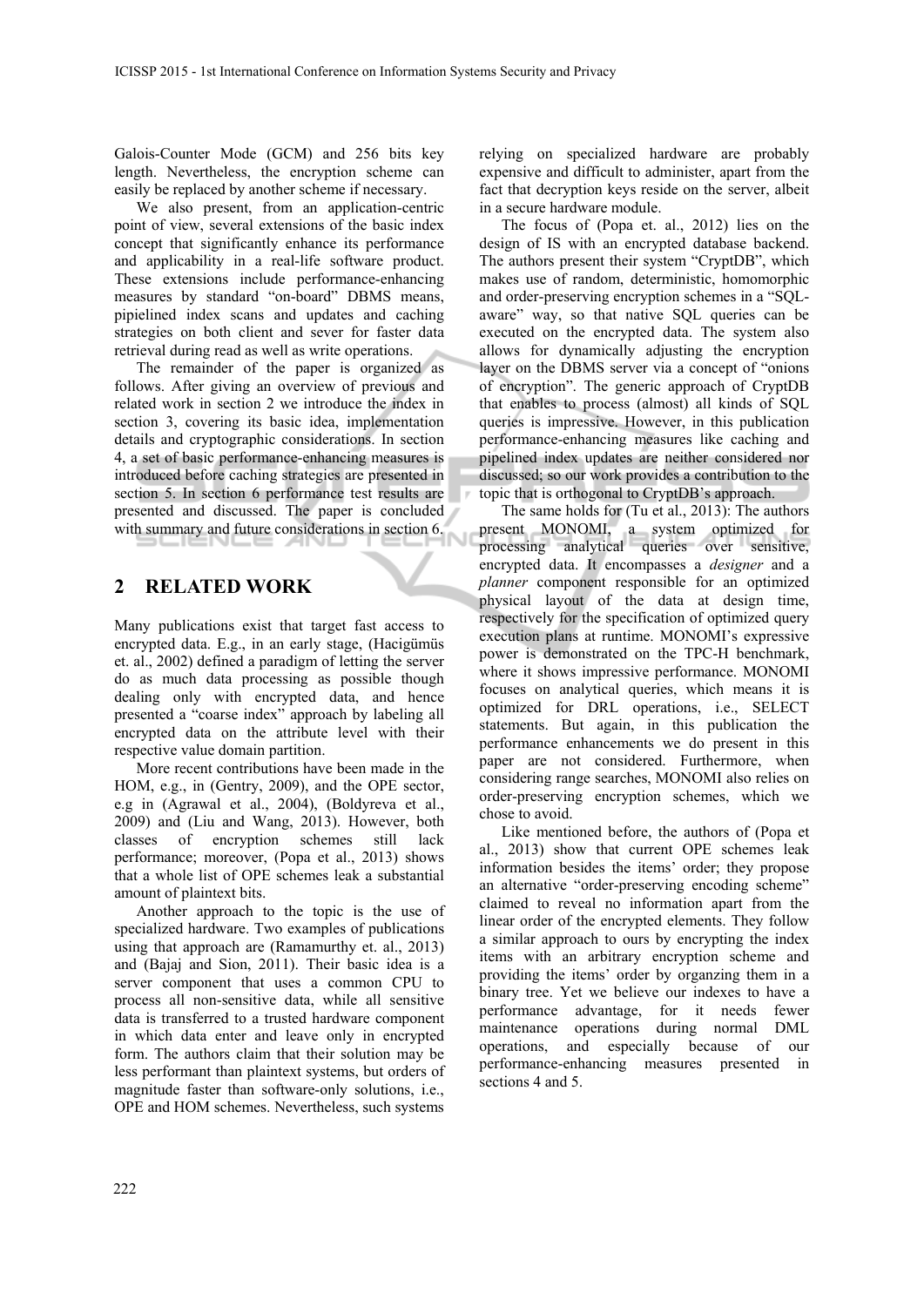Galois-Counter Mode (GCM) and 256 bits key length. Nevertheless, the encryption scheme can easily be replaced by another scheme if necessary.

We also present, from an application-centric point of view, several extensions of the basic index concept that significantly enhance its performance and applicability in a real-life software product. These extensions include performance-enhancing measures by standard "on-board" DBMS means, pipielined index scans and updates and caching strategies on both client and sever for faster data retrieval during read as well as write operations.

The remainder of the paper is organized as follows. After giving an overview of previous and related work in section 2 we introduce the index in section 3, covering its basic idea, implementation details and cryptographic considerations. In section 4, a set of basic performance-enhancing measures is introduced before caching strategies are presented in section 5. In section 6 performance test results are presented and discussed. The paper is concluded with summary and future considerations in section 6.

## 2 RELATED WORK

Many publications exist that target fast access to encrypted data. E.g., in an early stage, (Hacigümüs et. al., 2002) defined a paradigm of letting the server do as much data processing as possible though dealing only with encrypted data, and hence presented a "coarse index" approach by labeling all encrypted data on the attribute level with their respective value domain partition.

More recent contributions have been made in the HOM, e.g., in (Gentry, 2009), and the OPE sector, e.g in (Agrawal et al., 2004), (Boldyreva et al., 2009) and (Liu and Wang, 2013). However, both classes of encryption schemes still lack performance; moreover, (Popa et al., 2013) shows that a whole list of OPE schemes leak a substantial amount of plaintext bits.

Another approach to the topic is the use of specialized hardware. Two examples of publications using that approach are (Ramamurthy et. al., 2013) and (Bajaj and Sion, 2011). Their basic idea is a server component that uses a common CPU to process all non-sensitive data, while all sensitive data is transferred to a trusted hardware component in which data enter and leave only in encrypted form. The authors claim that their solution may be less performant than plaintext systems, but orders of magnitude faster than software-only solutions, i.e., OPE and HOM schemes. Nevertheless, such systems relying on specialized hardware are probably expensive and difficult to administer, apart from the fact that decryption keys reside on the server, albeit in a secure hardware module.

The focus of (Popa et. al., 2012) lies on the design of IS with an encrypted database backend. The authors present their system "CryptDB", which makes use of random, deterministic, homomorphic and order-preserving encryption schemes in a "SQL-aware" way, so that native SQL queries can be executed on the encrypted data. The system also allows for dynamically adjusting the encryption layer on the DBMS server via a concept of "onions of encryption". The generic approach of CryptDB that enables to process (almost) all kinds of SQL queries is impressive. However, in this publication performance-enhancing measures like caching and pipelined index updates are neither considered nor discussed; so our work provides a contribution to the topic that is orthogonal to CryptDB's approach.

The same holds for (Tu et al., 2013): The authors present MONOMI, a system optimized for processing analytical queries over sensitive, encrypted data. It encompasses a *designer* and a *planner* component responsible for an optimized physical layout of the data at design time, respectively for the specification of optimized query execution plans at runtime. MONOMI's expressive power is demonstrated on the TPC-H benchmark, where it shows impressive performance. MONOMI focuses on analytical queries, which means it is optimized for DRL operations, i.e., SELECT statements. But again, in this publication the performance enhancements we do present in this paper are not considered. Furthermore, when considering range searches, MONOMI also relies on order-preserving encryption schemes, which we chose to avoid.

Like mentioned before, the authors of (Popa et al., 2013) show that current OPE schemes leak information besides the items' order; they propose an alternative "order-preserving encoding scheme" claimed to reveal no information apart from the linear order of the encrypted elements. They follow a similar approach to ours by encrypting the index items with an arbitrary encryption scheme and providing the items' order by organzing them in a binary tree. Yet we believe our indexes to have a performance advantage, for it needs fewer maintenance operations during normal DML operations, and especially because of our performance-enhancing measures presented in sections 4 and 5.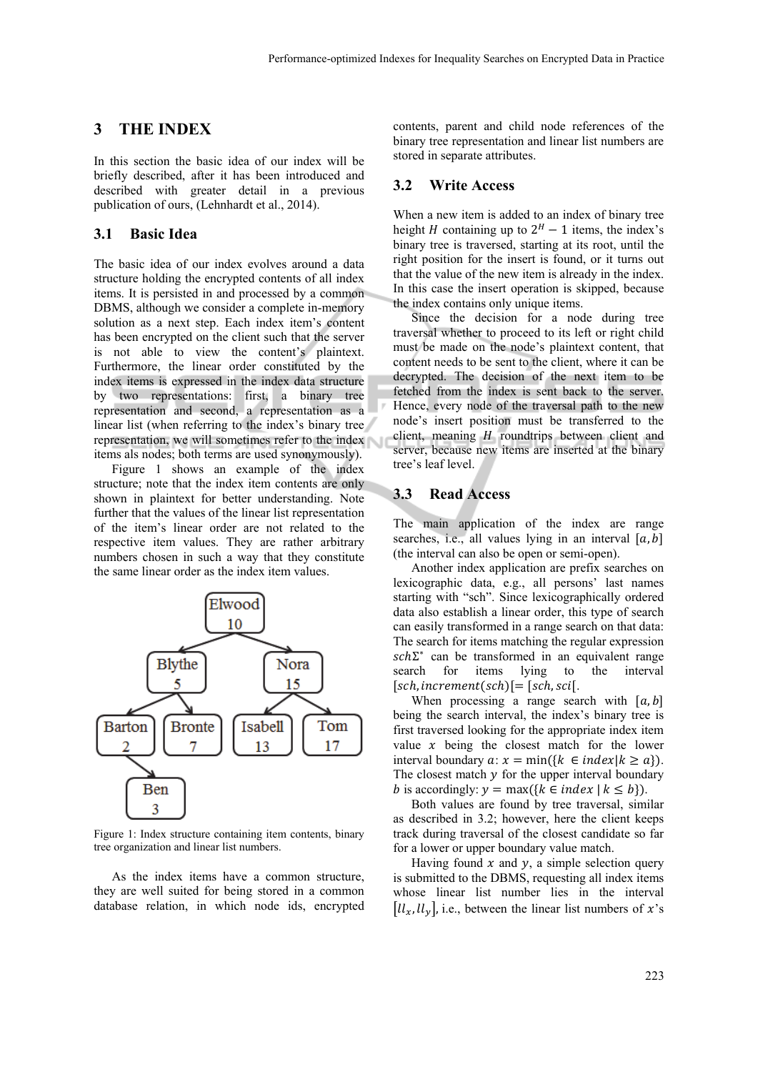## 3 THE INDEX

In this section the basic idea of our index will be briefly described, after it has been introduced and described with greater detail in a previous publication of ours, (Lehnhardt et al., 2014).

### 3.1 Basic Idea

The basic idea of our index evolves around a data structure holding the encrypted contents of all index items. It is persisted in and processed by a common DBMS, although we consider a complete in-memory solution as a next step. Each index item's content has been encrypted on the client such that the server is not able to view the content's plaintext. Furthermore, the linear order constituted by the index items is expressed in the index data structure by two representations: first, a binary tree representation and second, a representation as a linear list (when referring to the index's binary tree representation, we will sometimes refer to the index items als nodes; both terms are used synonymously).

Figure 1 shows an example of the index structure; note that the index item contents are only shown in plaintext for better understanding. Note further that the values of the linear list representation of the item's linear order are not related to the respective item values. They are rather arbitrary numbers chosen in such a way that they constitute the same linear order as the index item values.

Figure 1: Index structure containing item contents, binary tree organization and linear list numbers.

As the index items have a common structure, they are well suited for being stored in a common database relation, in which node ids, encrypted contents, parent and child node references of the binary tree representation and linear list numbers are stored in separate attributes.

### 3.2 Write Access

When a new item is added to an index of binary tree height $H$ containing up to $2^H - 1$ items, the index's binary tree is traversed, starting at its root, until the right position for the insert is found, or it turns out that the value of the new item is already in the index. In this case the insert operation is skipped, because the index contains only unique items.

Since the decision for a node during tree traversal whether to proceed to its left or right child must be made on the node's plaintext content, that content needs to be sent to the client, where it can be decrypted. The decision of the next item to be fetched from the index is sent back to the server. Hence, every node of the traversal path to the new node's insert position must be transferred to the client, meaning $H$ roundtrips between client and server, because new items are inserted at the binary tree's leaf level.

### 3.3 Read Access

The main application of the index are range searches, i.e., all values lying in an interval $[a, b]$ (the interval can also be open or semi-open).

Another index application are prefix searches on lexicographic data, e.g., all persons' last names starting with "sch". Since lexicographically ordered data also establish a linear order, this type of search can easily transformed in a range search on that data: The search for items matching the regular expression $sch\Sigma^*$ can be transformed in an equivalent range search for items lying to the interval $[sch, increment(sch)[ = [sch, sci[$.

When processing a range search with $[a, b]$ being the search interval, the index's binary tree is first traversed looking for the appropriate index item value $x$ being the closest match for the lower interval boundary $a$: $x = \min(\{k \in index | k \geq a\})$. The closest match $y$ for the upper interval boundary $b$ is accordingly: $y = \max(\{k \in index \mid k \leq b\})$.

Both values are found by tree traversal, similar as described in 3.2; however, here the client keeps track during traversal of the closest candidate so far for a lower or upper boundary value match.

Having found $x$ and $y$, a simple selection query is submitted to the DBMS, requesting all index items whose linear list number lies in the interval $[ll_x, ll_y]$, i.e., between the linear list numbers of $x$'s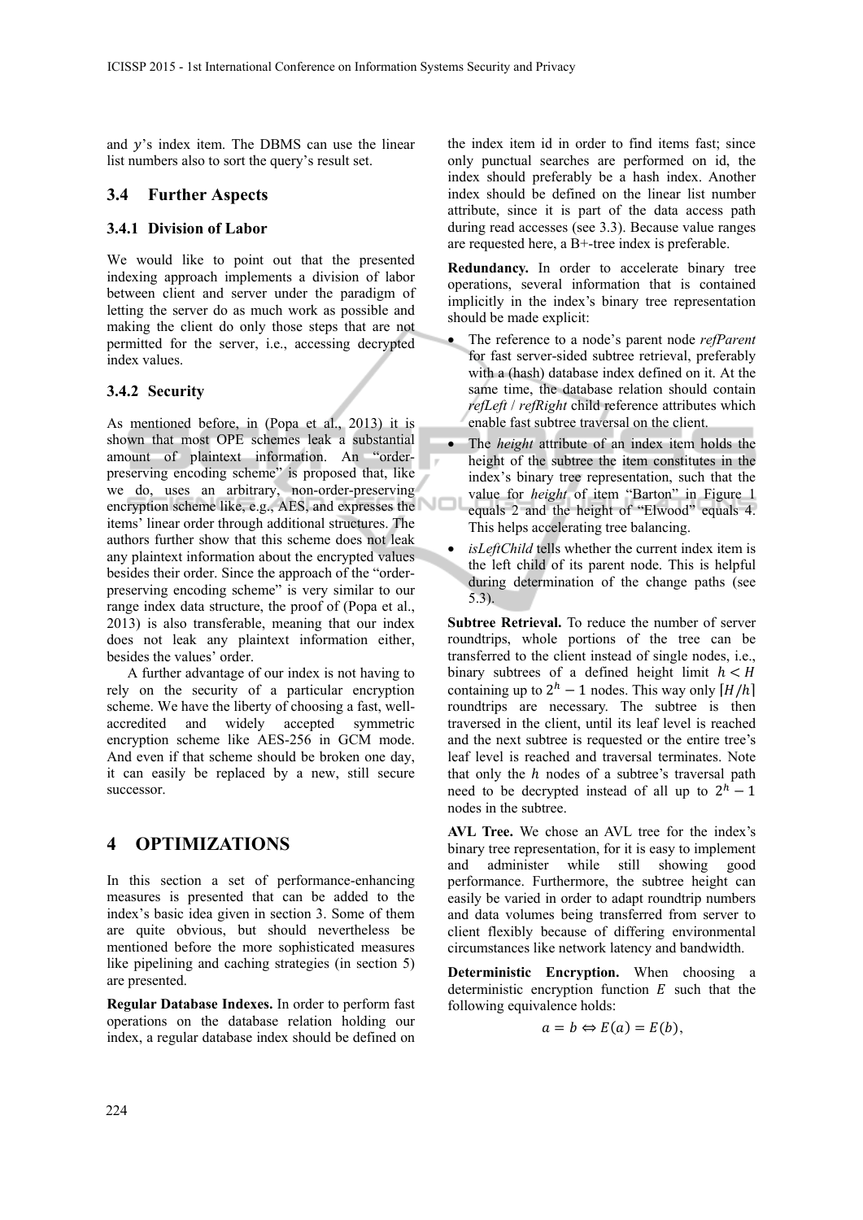and $y$'s index item. The DBMS can use the linear list numbers also to sort the query's result set.

### 3.4 Further Aspects

#### 3.4.1 Division of Labor

We would like to point out that the presented indexing approach implements a division of labor between client and server under the paradigm of letting the server do as much work as possible and making the client do only those steps that are not permitted for the server, i.e., accessing decrypted index values.

#### 3.4.2 Security

As mentioned before, in (Popa et al., 2013) it is shown that most OPE schemes leak a substantial amount of plaintext information. An "order-preserving encoding scheme" is proposed that, like we do, uses an arbitrary, non-order-preserving encryption scheme like, e.g., AES, and expresses the items' linear order through additional structures. The authors further show that this scheme does not leak any plaintext information about the encrypted values besides their order. Since the approach of the "order-preserving encoding scheme" is very similar to our range index data structure, the proof of (Popa et al., 2013) is also transferable, meaning that our index does not leak any plaintext information either, besides the values' order.

A further advantage of our index is not having to rely on the security of a particular encryption scheme. We have the liberty of choosing a fast, well-accredited and widely accepted symmetric encryption scheme like AES-256 in GCM mode. And even if that scheme should be broken one day, it can easily be replaced by a new, still secure successor.

## 4 OPTIMIZATIONS

In this section a set of performance-enhancing measures is presented that can be added to the index's basic idea given in section 3. Some of them are quite obvious, but should nevertheless be mentioned before the more sophisticated measures like pipelining and caching strategies (in section 5) are presented.

**Regular Database Indexes.** In order to perform fast operations on the database relation holding our index, a regular database index should be defined on the index item id in order to find items fast; since only punctual searches are performed on id, the index should preferably be a hash index. Another index should be defined on the linear list number attribute, since it is part of the data access path during read accesses (see 3.3). Because value ranges are requested here, a B+-tree index is preferable.

**Redundancy.** In order to accelerate binary tree operations, several information that is contained implicitly in the index's binary tree representation should be made explicit:

- The reference to a node's parent node *refParent* for fast server-sided subtree retrieval, preferably with a (hash) database index defined on it. At the same time, the database relation should contain *refLeft* / *refRight* child reference attributes which enable fast subtree traversal on the client.
- The *height* attribute of an index item holds the height of the subtree the item constitutes in the index's binary tree representation, such that the value for *height* of item "Barton" in Figure 1 equals 2 and the height of "Elwood" equals 4. This helps accelerating tree balancing.
- *isLeftChild* tells whether the current index item is the left child of its parent node. This is helpful during determination of the change paths (see 5.3).

**Subtree Retrieval.** To reduce the number of server roundtrips, whole portions of the tree can be transferred to the client instead of single nodes, i.e., binary subtrees of a defined height limit $h < H$ containing up to $2^h - 1$ nodes. This way only $\lceil H/h \rceil$ roundtrips are necessary. The subtree is then traversed in the client, until its leaf level is reached and the next subtree is requested or the entire tree's leaf level is reached and traversal terminates. Note that only the $h$ nodes of a subtree's traversal path need to be decrypted instead of all up to $2^h - 1$ nodes in the subtree.

**AVL Tree.** We chose an AVL tree for the index's binary tree representation, for it is easy to implement and administer while still showing good performance. Furthermore, the subtree height can easily be varied in order to adapt roundtrip numbers and data volumes being transferred from server to client flexibly because of differing environmental circumstances like network latency and bandwidth.

**Deterministic Encryption.** When choosing a deterministic encryption function $E$ such that the following equivalence holds:

$$a = b \Leftrightarrow E(a) = E(b),$$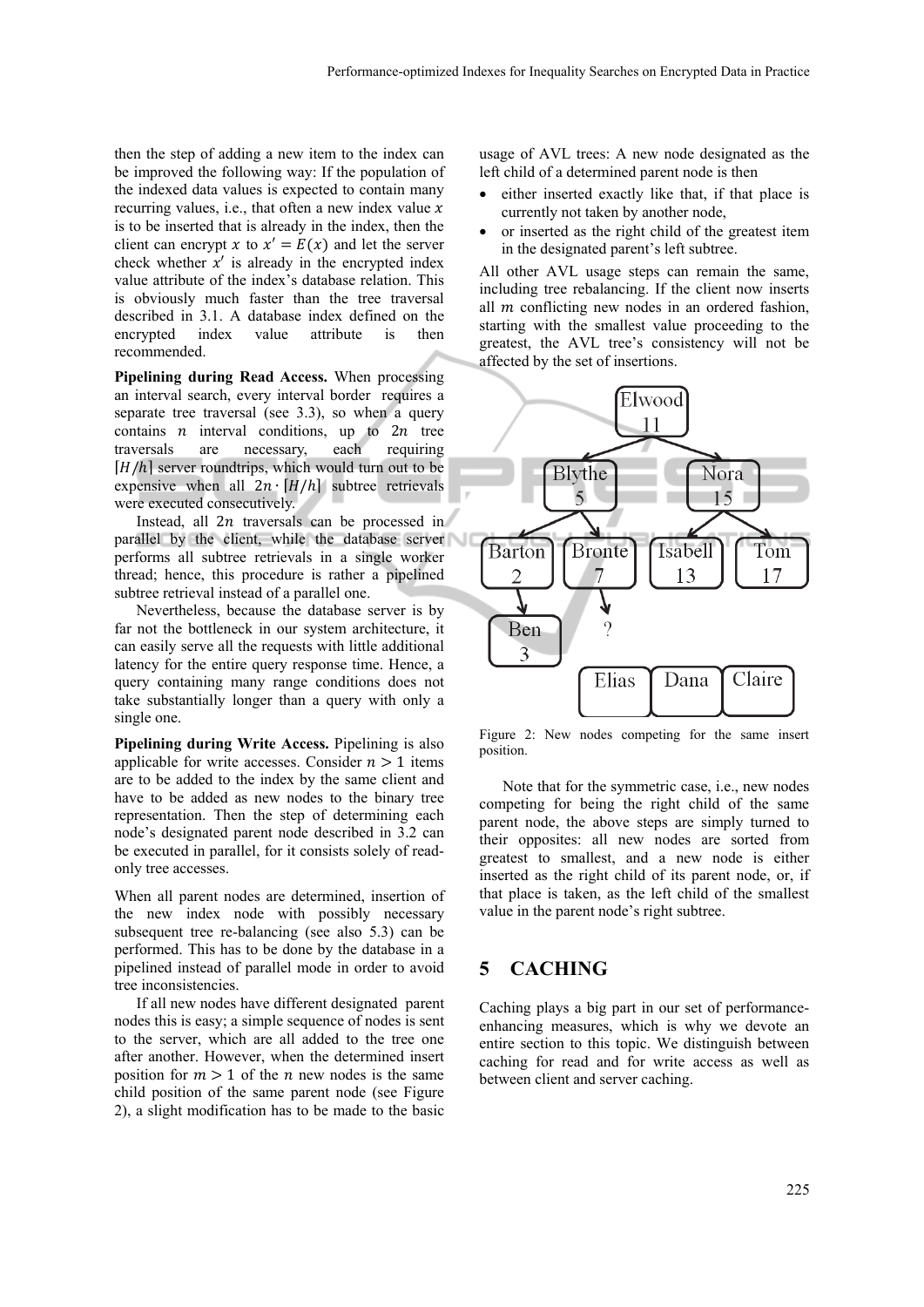then the step of adding a new item to the index can be improved the following way: If the population of the indexed data values is expected to contain many recurring values, i.e., that often a new index value $x$ is to be inserted that is already in the index, then the client can encrypt $x$ to $x' = E(x)$ and let the server check whether $x'$ is already in the encrypted index value attribute of the index's database relation. This is obviously much faster than the tree traversal described in 3.1. A database index defined on the encrypted index value attribute is then recommended.

**Pipelining during Read Access.** When processing an interval search, every interval border requires a separate tree traversal (see 3.3), so when a query contains $n$ interval conditions, up to $2n$ tree traversals are necessary, each requiring $\lceil H/h \rceil$ server roundtrips, which would turn out to be expensive when all $2n \cdot \lceil H/h \rceil$ subtree retrievals were executed consecutively.

Instead, all $2n$ traversals can be processed in parallel by the client, while the database server performs all subtree retrievals in a single worker thread; hence, this procedure is rather a pipelined subtree retrieval instead of a parallel one.

Nevertheless, because the database server is by far not the bottleneck in our system architecture, it can easily serve all the requests with little additional latency for the entire query response time. Hence, a query containing many range conditions does not take substantially longer than a query with only a single one.

**Pipelining during Write Access.** Pipelining is also applicable for write accesses. Consider $n > 1$ items are to be added to the index by the same client and have to be added as new nodes to the binary tree representation. Then the step of determining each node's designated parent node described in 3.2 can be executed in parallel, for it consists solely of read-only tree accesses.

When all parent nodes are determined, insertion of the new index node with possibly necessary subsequent tree re-balancing (see also 5.3) can be performed. This has to be done by the database in a pipelined instead of parallel mode in order to avoid tree inconsistencies.

If all new nodes have different designated parent nodes this is easy; a simple sequence of nodes is sent to the server, which are all added to the tree one after another. However, when the determined insert position for $m > 1$ of the $n$ new nodes is the same child position of the same parent node (see Figure 2), a slight modification has to be made to the basic usage of AVL trees: A new node designated as the left child of a determined parent node is then

- either inserted exactly like that, if that place is currently not taken by another node,
- or inserted as the right child of the greatest item in the designated parent's left subtree.

All other AVL usage steps can remain the same, including tree rebalancing. If the client now inserts all $m$ conflicting new nodes in an ordered fashion, starting with the smallest value proceeding to the greatest, the AVL tree's consistency will not be affected by the set of insertions.

Figure 2: New nodes competing for the same insert position.

Note that for the symmetric case, i.e., new nodes competing for being the right child of the same parent node, the above steps are simply turned to their opposites: all new nodes are sorted from greatest to smallest, and a new node is either inserted as the right child of its parent node, or, if that place is taken, as the left child of the smallest value in the parent node's right subtree.

# 5 CACHING

Caching plays a big part in our set of performance-enhancing measures, which is why we devote an entire section to this topic. We distinguish between caching for read and for write access as well as between client and server caching.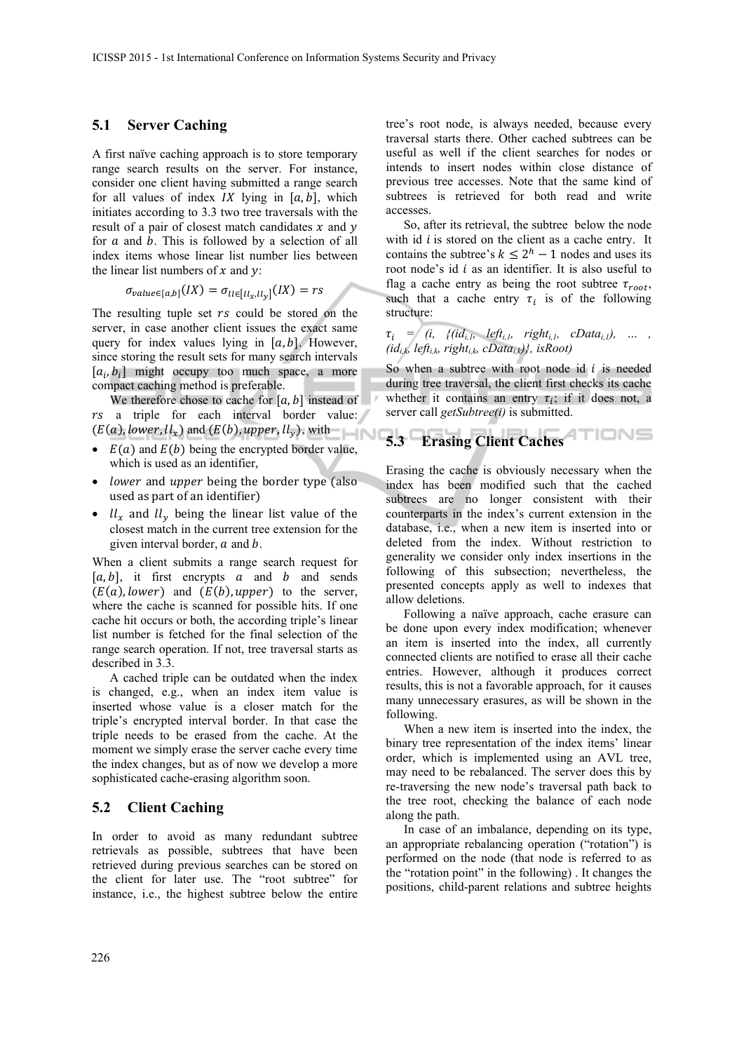### 5.1 Server Caching

A first naïve caching approach is to store temporary range search results on the server. For instance, consider one client having submitted a range search for all values of index $IX$ lying in $[a, b]$, which initiates according to 3.3 two tree traversals with the result of a pair of closest match candidates $x$ and $y$ for $a$ and $b$. This is followed by a selection of all index items whose linear list number lies between the linear list numbers of $x$ and $y$:

$$\sigma_{value \in [a,b]}(IX) = \sigma_{ll \in [ll_x, ll_y]}(IX) = rs$$

The resulting tuple set $rs$ could be stored on the server, in case another client issues the exact same query for index values lying in $[a, b]$. However, since storing the result sets for many search intervals $[a_i, b_i]$ might occupy too much space, a more compact caching method is preferable.

We therefore chose to cache for $[a, b]$ instead of $rs$ a triple for each interval border value: $(E(a), lower, ll_x)$ and $(E(b), upper, ll_y)$, with

- $E(a)$ and $E(b)$ being the encrypted border value, which is used as an identifier,
- $lower$ and $upper$ being the border type (also used as part of an identifier)
- $ll_x$ and $ll_y$ being the linear list value of the closest match in the current tree extension for the given interval border, $a$ and $b$.

When a client submits a range search request for $[a, b]$, it first encrypts $a$ and $b$ and sends $(E(a), lower)$ and $(E(b), upper)$ to the server, where the cache is scanned for possible hits. If one cache hit occurs or both, the according triple's linear list number is fetched for the final selection of the range search operation. If not, tree traversal starts as described in 3.3.

A cached triple can be outdated when the index is changed, e.g., when an index item value is inserted whose value is a closer match for the triple's encrypted interval border. In that case the triple needs to be erased from the cache. At the moment we simply erase the server cache every time the index changes, but as of now we develop a more sophisticated cache-erasing algorithm soon.

### 5.2 Client Caching

In order to avoid as many redundant subtree retrievals as possible, subtrees that have been retrieved during previous searches can be stored on the client for later use. The "root subtree" for instance, i.e., the highest subtree below the entire tree's root node, is always needed, because every traversal starts there. Other cached subtrees can be useful as well if the client searches for nodes or intends to insert nodes within close distance of previous tree accesses. Note that the same kind of subtrees is retrieved for both read and write accesses.

So, after its retrieval, the subtree below the node with id $i$ is stored on the client as a cache entry. It contains the subtree's $k \leq 2^h - 1$ nodes and uses its root node's id $i$ as an identifier. It is also useful to flag a cache entry as being the root subtree $\tau_{root}$, such that a cache entry $\tau_i$ is of the following structure:

$\tau_i$ = *(i, {(id$_{i,1}$, left$_{i,1}$, right$_{i,1}$, cData$_{i,1}$), ... , (id$_{i,k}$, left$_{i,k}$, right$_{i,k}$, cData$_{i,k}$)}, isRoot)*

So when a subtree with root node id $i$ is needed during tree traversal, the client first checks its cache whether it contains an entry $\tau_i$; if it does not, a server call *getSubtree(i)* is submitted.

### 5.3 Erasing Client Caches

Erasing the cache is obviously necessary when the index has been modified such that the cached subtrees are no longer consistent with their counterparts in the index's current extension in the database, i.e., when a new item is inserted into or deleted from the index. Without restriction to generality we consider only index insertions in the following of this subsection; nevertheless, the presented concepts apply as well to indexes that allow deletions.

Following a naïve approach, cache erasure can be done upon every index modification; whenever an item is inserted into the index, all currently connected clients are notified to erase all their cache entries. However, although it produces correct results, this is not a favorable approach, for it causes many unnecessary erasures, as will be shown in the following.

When a new item is inserted into the index, the binary tree representation of the index items' linear order, which is implemented using an AVL tree, may need to be rebalanced. The server does this by re-traversing the new node's traversal path back to the tree root, checking the balance of each node along the path.

In case of an imbalance, depending on its type, an appropriate rebalancing operation ("rotation") is performed on the node (that node is referred to as the "rotation point" in the following) . It changes the positions, child-parent relations and subtree heights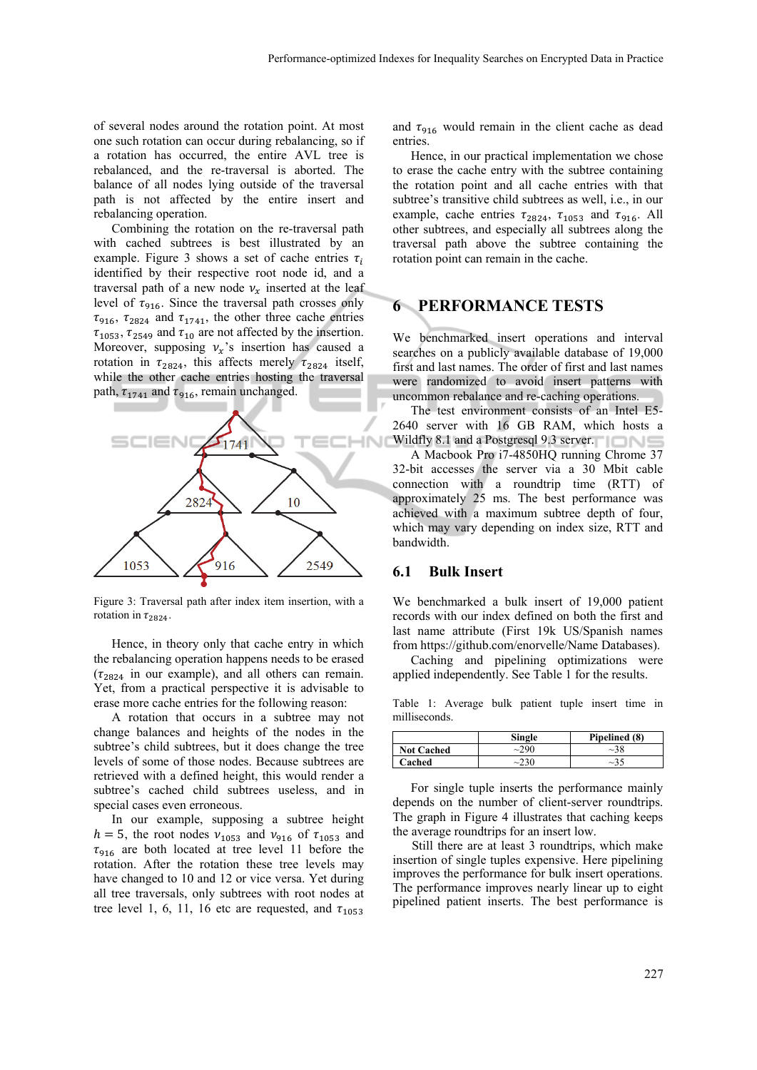of several nodes around the rotation point. At most one such rotation can occur during rebalancing, so if a rotation has occurred, the entire AVL tree is rebalanced, and the re-traversal is aborted. The balance of all nodes lying outside of the traversal path is not affected by the entire insert and rebalancing operation.

Combining the rotation on the re-traversal path with cached subtrees is best illustrated by an example. Figure 3 shows a set of cache entries $\tau_i$ identified by their respective root node id, and a traversal path of a new node $v_x$ inserted at the leaf level of $\tau_{916}$. Since the traversal path crosses only $\tau_{916}$, $\tau_{2824}$ and $\tau_{1741}$, the other three cache entries $\tau_{1053}$, $\tau_{2549}$ and $\tau_{10}$ are not affected by the insertion. Moreover, supposing $v_x$'s insertion has caused a rotation in $\tau_{2824}$, this affects merely $\tau_{2824}$ itself, while the other cache entries hosting the traversal path, $\tau_{1741}$ and $\tau_{916}$, remain unchanged.

Figure 3: Traversal path after index item insertion, with a rotation in $\tau_{2824}$.

Hence, in theory only that cache entry in which the rebalancing operation happens needs to be erased ($\tau_{2824}$ in our example), and all others can remain. Yet, from a practical perspective it is advisable to erase more cache entries for the following reason:

A rotation that occurs in a subtree may not change balances and heights of the nodes in the subtree's child subtrees, but it does change the tree levels of some of those nodes. Because subtrees are retrieved with a defined height, this would render a subtree's cached child subtrees useless, and in special cases even erroneous.

In our example, supposing a subtree height $h = 5$, the root nodes $v_{1053}$ and $v_{916}$ of $\tau_{1053}$ and $\tau_{916}$ are both located at tree level 11 before the rotation. After the rotation these tree levels may have changed to 10 and 12 or vice versa. Yet during all tree traversals, only subtrees with root nodes at tree level 1, 6, 11, 16 etc are requested, and $\tau_{1053}$ and $\tau_{916}$ would remain in the client cache as dead entries.

Hence, in our practical implementation we chose to erase the cache entry with the subtree containing the rotation point and all cache entries with that subtree's transitive child subtrees as well, i.e., in our example, cache entries $\tau_{2824}$, $\tau_{1053}$ and $\tau_{916}$. All other subtrees, and especially all subtrees along the traversal path above the subtree containing the rotation point can remain in the cache.

# 6 PERFORMANCE TESTS

We benchmarked insert operations and interval searches on a publicly available database of 19,000 first and last names. The order of first and last names were randomized to avoid insert patterns with uncommon rebalance and re-caching operations.

The test environment consists of an Intel E5-2640 server with 16 GB RAM, which hosts a Wildfly 8.1 and a Postgresql 9.3 server.

A Macbook Pro i7-4850HQ running Chrome 37 32-bit accesses the server via a 30 Mbit cable connection with a roundtrip time (RTT) of approximately 25 ms. The best performance was achieved with a maximum subtree depth of four, which may vary depending on index size, RTT and bandwidth.

## 6.1 Bulk Insert

We benchmarked a bulk insert of 19,000 patient records with our index defined on both the first and last name attribute (First 19k US/Spanish names from https://github.com/enorvelle/Name Databases).

Caching and pipelining optimizations were applied independently. See Table 1 for the results.

Table 1: Average bulk patient tuple insert time in milliseconds.

| | Single | Pipelined (8) |
|---|---|---|
| Not Cached | ~290 | ~38 |
| Cached | ~230 | ~35 |

For single tuple inserts the performance mainly depends on the number of client-server roundtrips. The graph in Figure 4 illustrates that caching keeps the average roundtrips for an insert low.

Still there are at least 3 roundtrips, which make insertion of single tuples expensive. Here pipelining improves the performance for bulk insert operations. The performance improves nearly linear up to eight pipelined patient inserts. The best performance is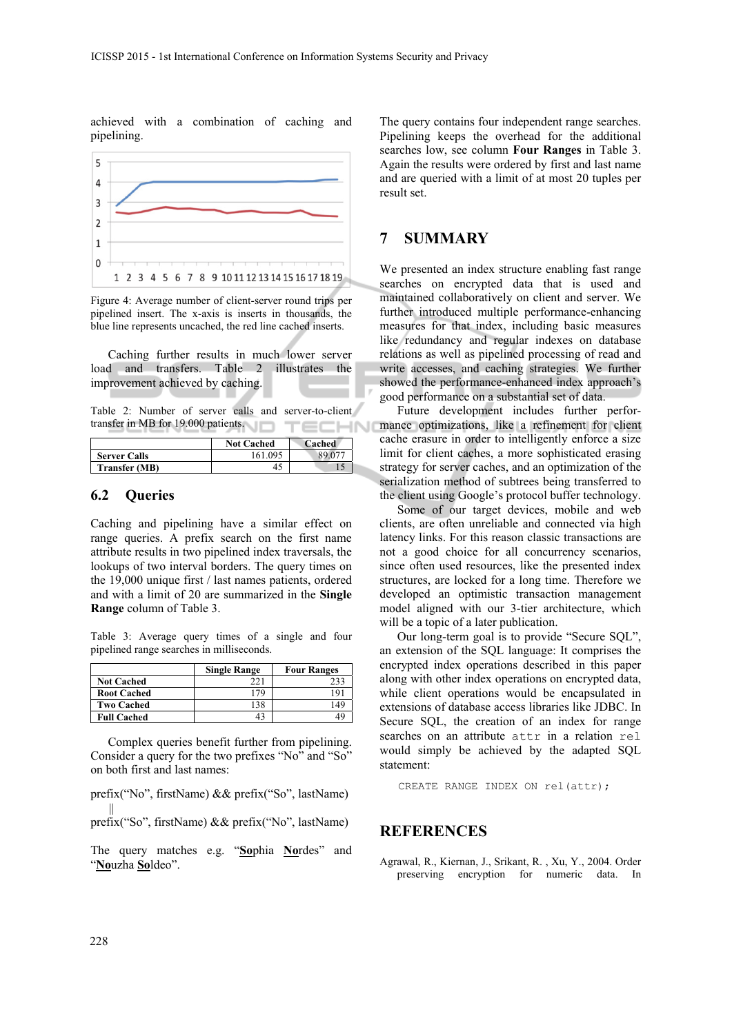achieved with a combination of caching and pipelining.

Figure 4: Average number of client-server round trips per pipelined insert. The x-axis is inserts in thousands, the blue line represents uncached, the red line cached inserts.

Caching further results in much lower server load and transfers. Table 2 illustrates the improvement achieved by caching.

Table 2: Number of server calls and server-to-client transfer in MB for 19.000 patients.

| | Not Cached | Cached |
|---|---|---|
| **Server Calls** | 161.095 | 89.077 |
| **Transfer (MB)** | 45 | 15 |

## 6.2 Queries

Caching and pipelining have a similar effect on range queries. A prefix search on the first name attribute results in two pipelined index traversals, the lookups of two interval borders. The query times on the 19,000 unique first / last names patients, ordered and with a limit of 20 are summarized in the **Single Range** column of Table 3.

Table 3: Average query times of a single and four pipelined range searches in milliseconds.

| | Single Range | Four Ranges |
|---|---|---|
| **Not Cached** | 221 | 233 |
| **Root Cached** | 179 | 191 |
| **Two Cached** | 138 | 149 |
| **Full Cached** | 43 | 49 |

Complex queries benefit further from pipelining. Consider a query for the two prefixes “No” and “So” on both first and last names:

prefix(“No”, firstName) && prefix(“So”, lastName)
||
prefix(“So”, firstName) && prefix(“No”, lastName)

The query matches e.g. “**So**phia **No**rdes” and “**No**uzha **So**ldeo”.

The query contains four independent range searches. Pipelining keeps the overhead for the additional searches low, see column **Four Ranges** in Table 3. Again the results were ordered by first and last name and are queried with a limit of at most 20 tuples per result set.

# 7 SUMMARY

We presented an index structure enabling fast range searches on encrypted data that is used and maintained collaboratively on client and server. We further introduced multiple performance-enhancing measures for that index, including basic measures like redundancy and regular indexes on database relations as well as pipelined processing of read and write accesses, and caching strategies. We further showed the performance-enhanced index approach’s good performance on a substantial set of data.

Future development includes further performance optimizations, like a refinement for client cache erasure in order to intelligently enforce a size limit for client caches, a more sophisticated erasing strategy for server caches, and an optimization of the serialization method of subtrees being transferred to the client using Google’s protocol buffer technology.

Some of our target devices, mobile and web clients, are often unreliable and connected via high latency links. For this reason classic transactions are not a good choice for all concurrency scenarios, since often used resources, like the presented index structures, are locked for a long time. Therefore we developed an optimistic transaction management model aligned with our 3-tier architecture, which will be a topic of a later publication.

Our long-term goal is to provide “Secure SQL”, an extension of the SQL language: It comprises the encrypted index operations described in this paper along with other index operations on encrypted data, while client operations would be encapsulated in extensions of database access libraries like JDBC. In Secure SQL, the creation of an index for range searches on an attribute `attr` in a relation `rel` would simply be achieved by the adapted SQL statement:

```
CREATE RANGE INDEX ON rel(attr);
```

# REFERENCES

Agrawal, R., Kiernan, J., Srikant, R. , Xu, Y., 2004. Order preserving encryption for numeric data. In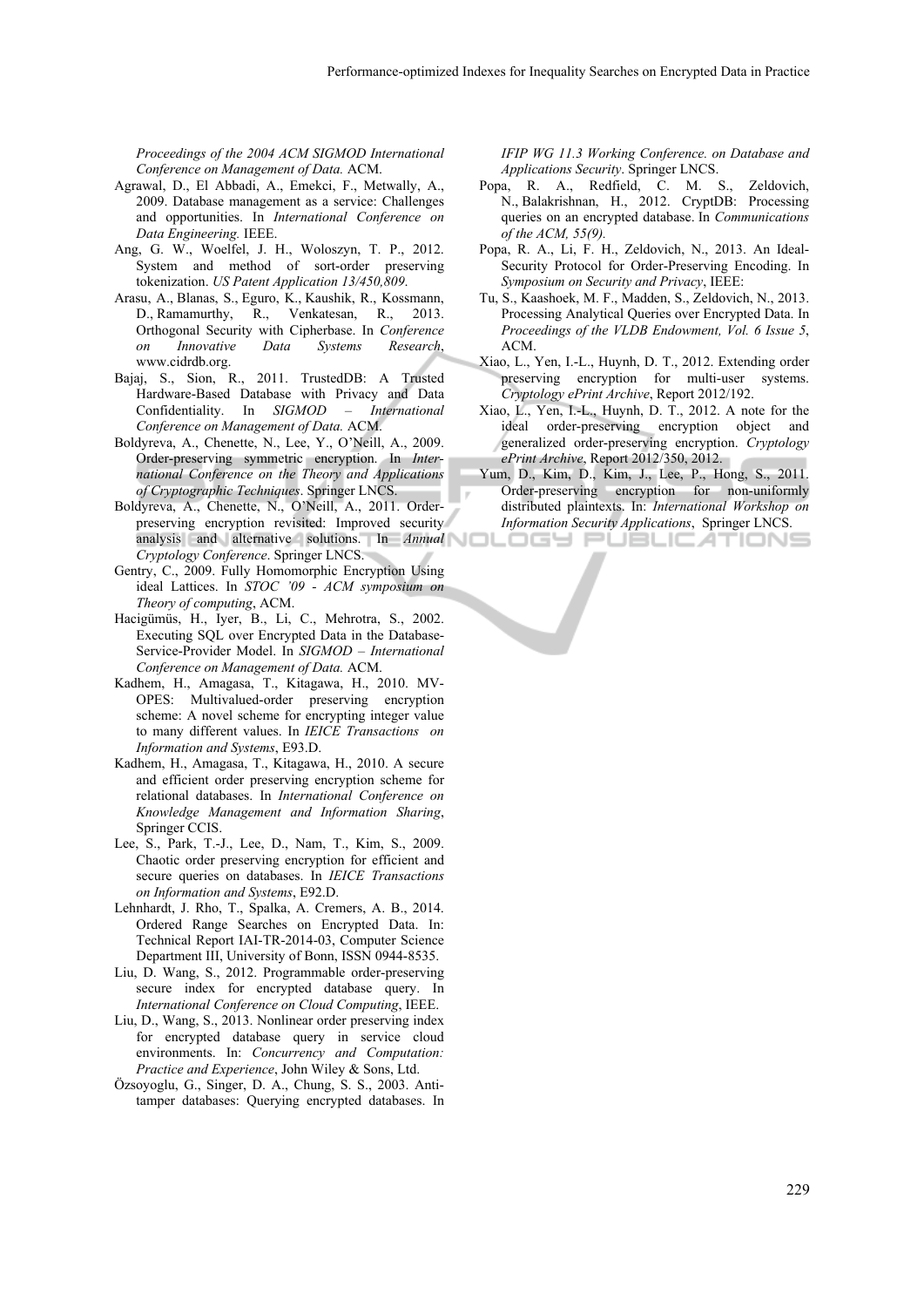*Proceedings of the 2004 ACM SIGMOD International Conference on Management of Data.* ACM.

Agrawal, D., El Abbadi, A., Emekci, F., Metwally, A., 2009. Database management as a service: Challenges and opportunities. In *International Conference on Data Engineering.* IEEE.

Ang, G. W., Woelfel, J. H., Woloszyn, T. P., 2012. System and method of sort-order preserving tokenization. *US Patent Application 13/450,809.*

Arasu, A., Blanas, S., Eguro, K., Kaushik, R., Kossmann, D., Ramamurthy, R., Venkatesan, R., 2013. Orthogonal Security with Cipherbase. In *Conference on Innovative Data Systems Research*, www.cidrdb.org.

Bajaj, S., Sion, R., 2011. TrustedDB: A Trusted Hardware-Based Database with Privacy and Data Confidentiality. In *SIGMOD – International Conference on Management of Data.* ACM.

Boldyreva, A., Chenette, N., Lee, Y., O'Neill, A., 2009. Order-preserving symmetric encryption. In *International Conference on the Theory and Applications of Cryptographic Techniques*. Springer LNCS.

Boldyreva, A., Chenette, N., O'Neill, A., 2011. Order-preserving encryption revisited: Improved security analysis and alternative solutions. In *Annual Cryptology Conference*. Springer LNCS.

Gentry, C., 2009. Fully Homomorphic Encryption Using ideal Lattices. In *STOC '09 - ACM symposium on Theory of computing*, ACM.

Hacigümüs, H., Iyer, B., Li, C., Mehrotra, S., 2002. Executing SQL over Encrypted Data in the Database-Service-Provider Model. In *SIGMOD – International Conference on Management of Data.* ACM.

Kadhem, H., Amagasa, T., Kitagawa, H., 2010. MV-OPES: Multivalued-order preserving encryption scheme: A novel scheme for encrypting integer value to many different values. In *IEICE Transactions on Information and Systems*, E93.D.

Kadhem, H., Amagasa, T., Kitagawa, H., 2010. A secure and efficient order preserving encryption scheme for relational databases. In *International Conference on Knowledge Management and Information Sharing*, Springer CCIS.

Lee, S., Park, T.-J., Lee, D., Nam, T., Kim, S., 2009. Chaotic order preserving encryption for efficient and secure queries on databases. In *IEICE Transactions on Information and Systems*, E92.D.

Lehnhardt, J. Rho, T., Spalka, A. Cremers, A. B., 2014. Ordered Range Searches on Encrypted Data. In: Technical Report IAI-TR-2014-03, Computer Science Department III, University of Bonn, ISSN 0944-8535.

Liu, D. Wang, S., 2012. Programmable order-preserving secure index for encrypted database query. In *International Conference on Cloud Computing*, IEEE.

Liu, D., Wang, S., 2013. Nonlinear order preserving index for encrypted database query in service cloud environments. In: *Concurrency and Computation: Practice and Experience*, John Wiley & Sons, Ltd.

Özsoyoglu, G., Singer, D. A., Chung, S. S., 2003. Anti-tamper databases: Querying encrypted databases. In *IFIP WG 11.3 Working Conference. on Database and Applications Security*. Springer LNCS.

Popa, R. A., Redfield, C. M. S., Zeldovich, N., Balakrishnan, H., 2012. CryptDB: Processing queries on an encrypted database. In *Communications of the ACM, 55(9).*

Popa, R. A., Li, F. H., Zeldovich, N., 2013. An Ideal-Security Protocol for Order-Preserving Encoding. In *Symposium on Security and Privacy*, IEEE:

Tu, S., Kaashoek, M. F., Madden, S., Zeldovich, N., 2013. Processing Analytical Queries over Encrypted Data. In *Proceedings of the VLDB Endowment, Vol. 6 Issue 5*, ACM.

Xiao, L., Yen, I.-L., Huynh, D. T., 2012. Extending order preserving encryption for multi-user systems. *Cryptology ePrint Archive*, Report 2012/192.

Xiao, L., Yen, I.-L., Huynh, D. T., 2012. A note for the ideal order-preserving encryption object and generalized order-preserving encryption. *Cryptology ePrint Archive*, Report 2012/350, 2012.

Yum, D., Kim, D., Kim, J., Lee, P., Hong, S., 2011. Order-preserving encryption for non-uniformly distributed plaintexts. In: *International Workshop on Information Security Applications*, Springer LNCS.